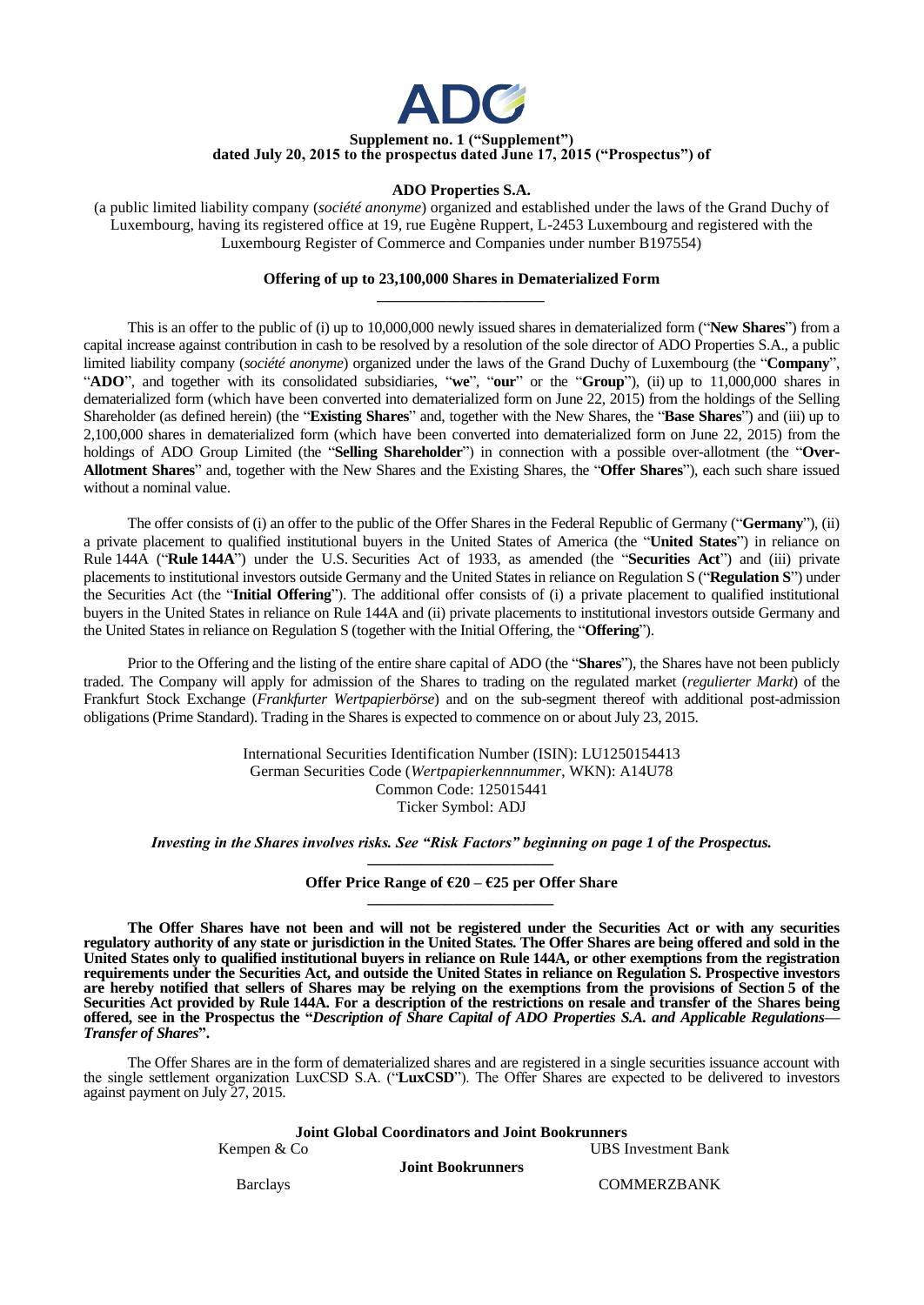**Supplement no. 1 ("Supplement")**
**dated July 20, 2015 to the prospectus dated June 17, 2015 ("Prospectus") of**

**ADO Properties S.A.**

(a public limited liability company (*société anonyme*) organized and established under the laws of the Grand Duchy of Luxembourg, having its registered office at 19, rue Eugène Ruppert, L-2453 Luxembourg and registered with the Luxembourg Register of Commerce and Companies under number B197554)

**Offering of up to 23,100,000 Shares in Dematerialized Form**

This is an offer to the public of (i) up to 10,000,000 newly issued shares in dematerialized form ("**New Shares**") from a capital increase against contribution in cash to be resolved by a resolution of the sole director of ADO Properties S.A., a public limited liability company (*société anonyme*) organized under the laws of the Grand Duchy of Luxembourg (the "**Company**", "**ADO**", and together with its consolidated subsidiaries, "**we**", "**our**" or the "**Group**"), (ii) up to 11,000,000 shares in dematerialized form (which have been converted into dematerialized form on June 22, 2015) from the holdings of the Selling Shareholder (as defined herein) (the "**Existing Shares**" and, together with the New Shares, the "**Base Shares**") and (iii) up to 2,100,000 shares in dematerialized form (which have been converted into dematerialized form on June 22, 2015) from the holdings of ADO Group Limited (the "**Selling Shareholder**") in connection with a possible over-allotment (the "**Over-Allotment Shares**" and, together with the New Shares and the Existing Shares, the "**Offer Shares**"), each such share issued without a nominal value.

The offer consists of (i) an offer to the public of the Offer Shares in the Federal Republic of Germany ("**Germany**"), (ii) a private placement to qualified institutional buyers in the United States of America (the "**United States**") in reliance on Rule 144A ("**Rule 144A**") under the U.S. Securities Act of 1933, as amended (the "**Securities Act**") and (iii) private placements to institutional investors outside Germany and the United States in reliance on Regulation S ("**Regulation S**") under the Securities Act (the "**Initial Offering**"). The additional offer consists of (i) a private placement to qualified institutional buyers in the United States in reliance on Rule 144A and (ii) private placements to institutional investors outside Germany and the United States in reliance on Regulation S (together with the Initial Offering, the "**Offering**").

Prior to the Offering and the listing of the entire share capital of ADO (the "**Shares**"), the Shares have not been publicly traded. The Company will apply for admission of the Shares to trading on the regulated market (*regulierter Markt*) of the Frankfurt Stock Exchange (*Frankfurter Wertpapierbörse*) and on the sub-segment thereof with additional post-admission obligations (Prime Standard). Trading in the Shares is expected to commence on or about July 23, 2015.

International Securities Identification Number (ISIN): LU1250154413
German Securities Code (*Wertpapierkennnummer*, WKN): A14U78
Common Code: 125015441
Ticker Symbol: ADJ

***Investing in the Shares involves risks. See "Risk Factors" beginning on page 1 of the Prospectus.***

**Offer Price Range of €20 – €25 per Offer Share**

**The Offer Shares have not been and will not be registered under the Securities Act or with any securities regulatory authority of any state or jurisdiction in the United States. The Offer Shares are being offered and sold in the United States only to qualified institutional buyers in reliance on Rule 144A, or other exemptions from the registration requirements under the Securities Act, and outside the United States in reliance on Regulation S. Prospective investors are hereby notified that sellers of Shares may be relying on the exemptions from the provisions of Section 5 of the Securities Act provided by Rule 144A. For a description of the restrictions on resale and transfer of the Shares being offered, see in the Prospectus the "*Description of Share Capital of ADO Properties S.A. and Applicable Regulations—Transfer of Shares*".**

The Offer Shares are in the form of dematerialized shares and are registered in a single securities issuance account with the single settlement organization LuxCSD S.A. ("**LuxCSD**"). The Offer Shares are expected to be delivered to investors against payment on July 27, 2015.

**Joint Global Coordinators and Joint Bookrunners**

Kempen & Co — UBS Investment Bank

**Joint Bookrunners**

Barclays — COMMERZBANK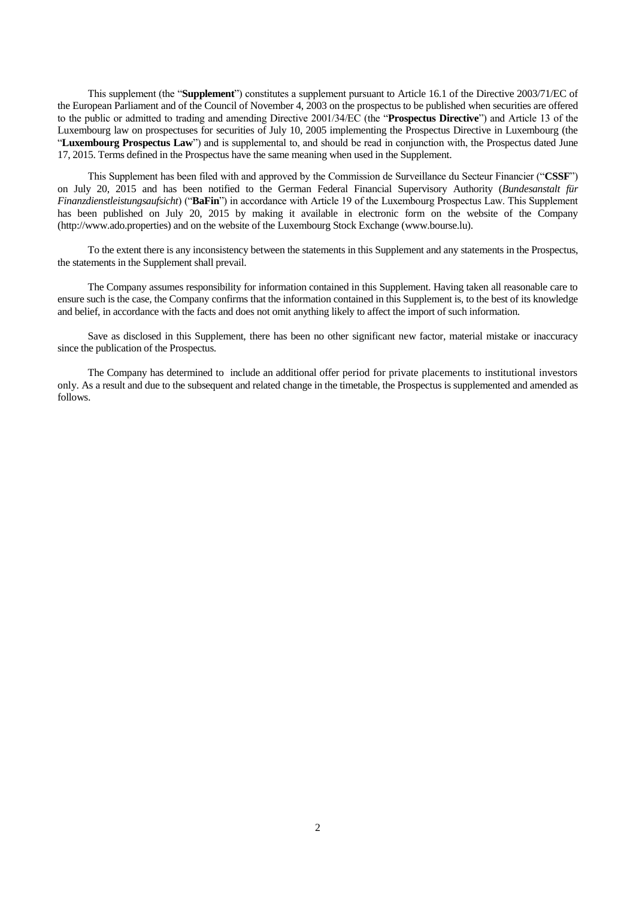This supplement (the "**Supplement**") constitutes a supplement pursuant to Article 16.1 of the Directive 2003/71/EC of the European Parliament and of the Council of November 4, 2003 on the prospectus to be published when securities are offered to the public or admitted to trading and amending Directive 2001/34/EC (the "**Prospectus Directive**") and Article 13 of the Luxembourg law on prospectuses for securities of July 10, 2005 implementing the Prospectus Directive in Luxembourg (the "**Luxembourg Prospectus Law**") and is supplemental to, and should be read in conjunction with, the Prospectus dated June 17, 2015. Terms defined in the Prospectus have the same meaning when used in the Supplement.

This Supplement has been filed with and approved by the Commission de Surveillance du Secteur Financier ("**CSSF**") on July 20, 2015 and has been notified to the German Federal Financial Supervisory Authority (*Bundesanstalt für Finanzdienstleistungsaufsicht*) ("**BaFin**") in accordance with Article 19 of the Luxembourg Prospectus Law. This Supplement has been published on July 20, 2015 by making it available in electronic form on the website of the Company (http://www.ado.properties) and on the website of the Luxembourg Stock Exchange (www.bourse.lu).

To the extent there is any inconsistency between the statements in this Supplement and any statements in the Prospectus, the statements in the Supplement shall prevail.

The Company assumes responsibility for information contained in this Supplement. Having taken all reasonable care to ensure such is the case, the Company confirms that the information contained in this Supplement is, to the best of its knowledge and belief, in accordance with the facts and does not omit anything likely to affect the import of such information.

Save as disclosed in this Supplement, there has been no other significant new factor, material mistake or inaccuracy since the publication of the Prospectus.

The Company has determined to include an additional offer period for private placements to institutional investors only. As a result and due to the subsequent and related change in the timetable, the Prospectus is supplemented and amended as follows.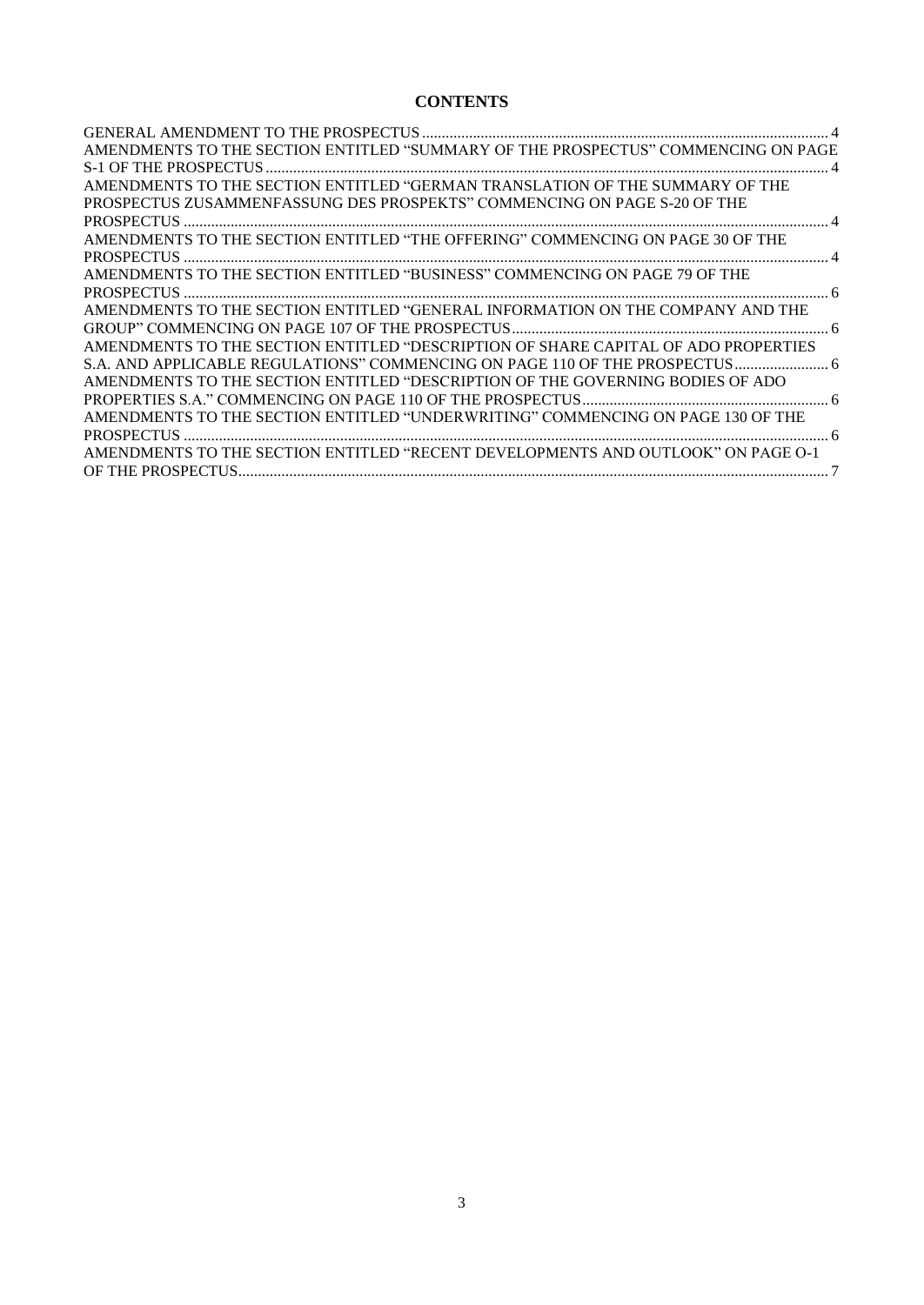## CONTENTS

| | |
|---|---|
| GENERAL AMENDMENT TO THE PROSPECTUS | 4 |
| AMENDMENTS TO THE SECTION ENTITLED "SUMMARY OF THE PROSPECTUS" COMMENCING ON PAGE S-1 OF THE PROSPECTUS | 4 |
| AMENDMENTS TO THE SECTION ENTITLED "GERMAN TRANSLATION OF THE SUMMARY OF THE PROSPECTUS ZUSAMMENFASSUNG DES PROSPEKTS" COMMENCING ON PAGE S-20 OF THE PROSPECTUS | 4 |
| AMENDMENTS TO THE SECTION ENTITLED "THE OFFERING" COMMENCING ON PAGE 30 OF THE PROSPECTUS | 4 |
| AMENDMENTS TO THE SECTION ENTITLED "BUSINESS" COMMENCING ON PAGE 79 OF THE PROSPECTUS | 6 |
| AMENDMENTS TO THE SECTION ENTITLED "GENERAL INFORMATION ON THE COMPANY AND THE GROUP" COMMENCING ON PAGE 107 OF THE PROSPECTUS | 6 |
| AMENDMENTS TO THE SECTION ENTITLED "DESCRIPTION OF SHARE CAPITAL OF ADO PROPERTIES S.A. AND APPLICABLE REGULATIONS" COMMENCING ON PAGE 110 OF THE PROSPECTUS | 6 |
| AMENDMENTS TO THE SECTION ENTITLED "DESCRIPTION OF THE GOVERNING BODIES OF ADO PROPERTIES S.A." COMMENCING ON PAGE 110 OF THE PROSPECTUS | 6 |
| AMENDMENTS TO THE SECTION ENTITLED "UNDERWRITING" COMMENCING ON PAGE 130 OF THE PROSPECTUS | 6 |
| AMENDMENTS TO THE SECTION ENTITLED "RECENT DEVELOPMENTS AND OUTLOOK" ON PAGE O-1 OF THE PROSPECTUS | 7 |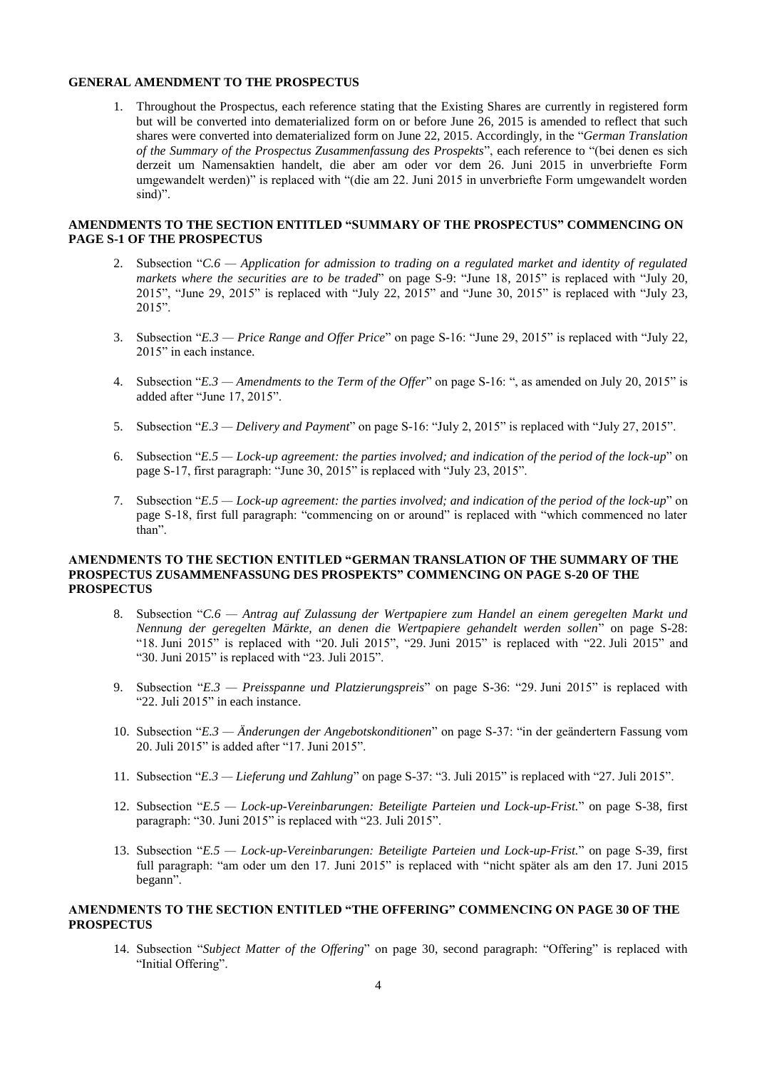**GENERAL AMENDMENT TO THE PROSPECTUS**

1. Throughout the Prospectus, each reference stating that the Existing Shares are currently in registered form but will be converted into dematerialized form on or before June 26, 2015 is amended to reflect that such shares were converted into dematerialized form on June 22, 2015. Accordingly, in the "*German Translation of the Summary of the Prospectus Zusammenfassung des Prospekts*", each reference to "(bei denen es sich derzeit um Namensaktien handelt, die aber am oder vor dem 26. Juni 2015 in unverbriefte Form umgewandelt werden)" is replaced with "(die am 22. Juni 2015 in unverbriefte Form umgewandelt worden sind)".

**AMENDMENTS TO THE SECTION ENTITLED "SUMMARY OF THE PROSPECTUS" COMMENCING ON PAGE S-1 OF THE PROSPECTUS**

2. Subsection "*C.6 — Application for admission to trading on a regulated market and identity of regulated markets where the securities are to be traded*" on page S-9: "June 18, 2015" is replaced with "July 20, 2015", "June 29, 2015" is replaced with "July 22, 2015" and "June 30, 2015" is replaced with "July 23, 2015".

3. Subsection "*E.3 — Price Range and Offer Price*" on page S-16: "June 29, 2015" is replaced with "July 22, 2015" in each instance.

4. Subsection "*E.3 — Amendments to the Term of the Offer*" on page S-16: ", as amended on July 20, 2015" is added after "June 17, 2015".

5. Subsection "*E.3 — Delivery and Payment*" on page S-16: "July 2, 2015" is replaced with "July 27, 2015".

6. Subsection "*E.5 — Lock-up agreement: the parties involved; and indication of the period of the lock-up*" on page S-17, first paragraph: "June 30, 2015" is replaced with "July 23, 2015".

7. Subsection "*E.5 — Lock-up agreement: the parties involved; and indication of the period of the lock-up*" on page S-18, first full paragraph: "commencing on or around" is replaced with "which commenced no later than".

**AMENDMENTS TO THE SECTION ENTITLED "GERMAN TRANSLATION OF THE SUMMARY OF THE PROSPECTUS ZUSAMMENFASSUNG DES PROSPEKTS" COMMENCING ON PAGE S-20 OF THE PROSPECTUS**

8. Subsection "*C.6 — Antrag auf Zulassung der Wertpapiere zum Handel an einem geregelten Markt und Nennung der geregelten Märkte, an denen die Wertpapiere gehandelt werden sollen*" on page S-28: "18. Juni 2015" is replaced with "20. Juli 2015", "29. Juni 2015" is replaced with "22. Juli 2015" and "30. Juni 2015" is replaced with "23. Juli 2015".

9. Subsection "*E.3 — Preisspanne und Platzierungspreis*" on page S-36: "29. Juni 2015" is replaced with "22. Juli 2015" in each instance.

10. Subsection "*E.3 — Änderungen der Angebotskonditionen*" on page S-37: "in der geändertern Fassung vom 20. Juli 2015" is added after "17. Juni 2015".

11. Subsection "*E.3 — Lieferung und Zahlung*" on page S-37: "3. Juli 2015" is replaced with "27. Juli 2015".

12. Subsection "*E.5 — Lock-up-Vereinbarungen: Beteiligte Parteien und Lock-up-Frist.*" on page S-38, first paragraph: "30. Juni 2015" is replaced with "23. Juli 2015".

13. Subsection "*E.5 — Lock-up-Vereinbarungen: Beteiligte Parteien und Lock-up-Frist.*" on page S-39, first full paragraph: "am oder um den 17. Juni 2015" is replaced with "nicht später als am den 17. Juni 2015 begann".

**AMENDMENTS TO THE SECTION ENTITLED "THE OFFERING" COMMENCING ON PAGE 30 OF THE PROSPECTUS**

14. Subsection "*Subject Matter of the Offering*" on page 30, second paragraph: "Offering" is replaced with "Initial Offering".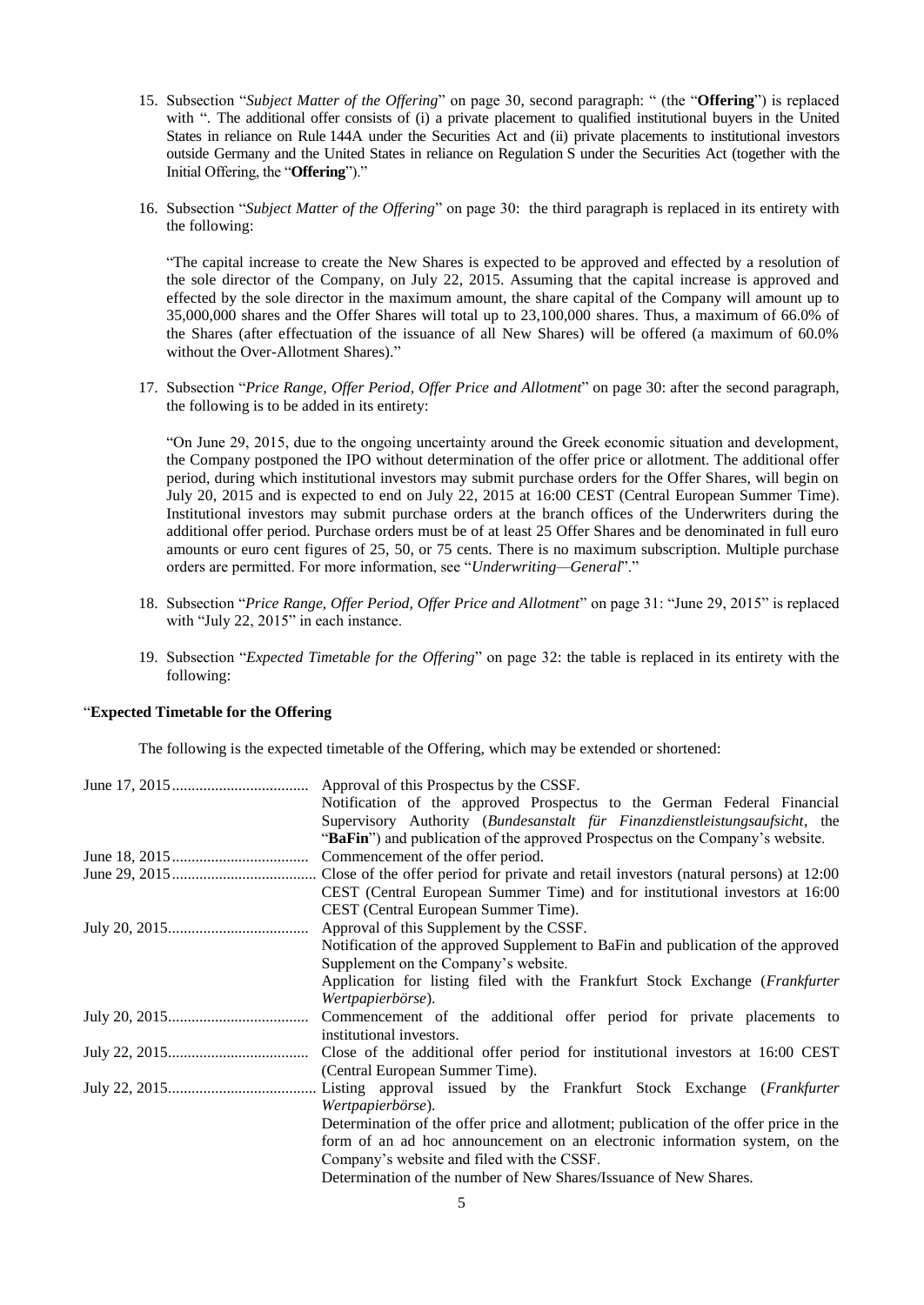15. Subsection "*Subject Matter of the Offering*" on page 30, second paragraph: " (the "**Offering**") is replaced with ". The additional offer consists of (i) a private placement to qualified institutional buyers in the United States in reliance on Rule 144A under the Securities Act and (ii) private placements to institutional investors outside Germany and the United States in reliance on Regulation S under the Securities Act (together with the Initial Offering, the "**Offering**")."

16. Subsection "*Subject Matter of the Offering*" on page 30: the third paragraph is replaced in its entirety with the following:

    "The capital increase to create the New Shares is expected to be approved and effected by a resolution of the sole director of the Company, on July 22, 2015. Assuming that the capital increase is approved and effected by the sole director in the maximum amount, the share capital of the Company will amount up to 35,000,000 shares and the Offer Shares will total up to 23,100,000 shares. Thus, a maximum of 66.0% of the Shares (after effectuation of the issuance of all New Shares) will be offered (a maximum of 60.0% without the Over-Allotment Shares)."

17. Subsection "*Price Range, Offer Period, Offer Price and Allotment*" on page 30: after the second paragraph, the following is to be added in its entirety:

    "On June 29, 2015, due to the ongoing uncertainty around the Greek economic situation and development, the Company postponed the IPO without determination of the offer price or allotment. The additional offer period, during which institutional investors may submit purchase orders for the Offer Shares, will begin on July 20, 2015 and is expected to end on July 22, 2015 at 16:00 CEST (Central European Summer Time). Institutional investors may submit purchase orders at the branch offices of the Underwriters during the additional offer period. Purchase orders must be of at least 25 Offer Shares and be denominated in full euro amounts or euro cent figures of 25, 50, or 75 cents. There is no maximum subscription. Multiple purchase orders are permitted. For more information, see "*Underwriting—General*"."

18. Subsection "*Price Range, Offer Period, Offer Price and Allotment*" on page 31: "June 29, 2015" is replaced with "July 22, 2015" in each instance.

19. Subsection "*Expected Timetable for the Offering*" on page 32: the table is replaced in its entirety with the following:

"**Expected Timetable for the Offering**

The following is the expected timetable of the Offering, which may be extended or shortened:

| | |
|---|---|
| June 17, 2015 | Approval of this Prospectus by the CSSF.<br>Notification of the approved Prospectus to the German Federal Financial Supervisory Authority (*Bundesanstalt für Finanzdienstleistungsaufsicht*, the "**BaFin**") and publication of the approved Prospectus on the Company's website. |
| June 18, 2015 | Commencement of the offer period. |
| June 29, 2015 | Close of the offer period for private and retail investors (natural persons) at 12:00 CEST (Central European Summer Time) and for institutional investors at 16:00 CEST (Central European Summer Time). |
| July 20, 2015 | Approval of this Supplement by the CSSF.<br>Notification of the approved Supplement to BaFin and publication of the approved Supplement on the Company's website.<br>Application for listing filed with the Frankfurt Stock Exchange (*Frankfurter Wertpapierbörse*). |
| July 20, 2015 | Commencement of the additional offer period for private placements to institutional investors. |
| July 22, 2015 | Close of the additional offer period for institutional investors at 16:00 CEST (Central European Summer Time). |
| July 22, 2015 | Listing approval issued by the Frankfurt Stock Exchange (*Frankfurter Wertpapierbörse*).<br>Determination of the offer price and allotment; publication of the offer price in the form of an ad hoc announcement on an electronic information system, on the Company's website and filed with the CSSF.<br>Determination of the number of New Shares/Issuance of New Shares. |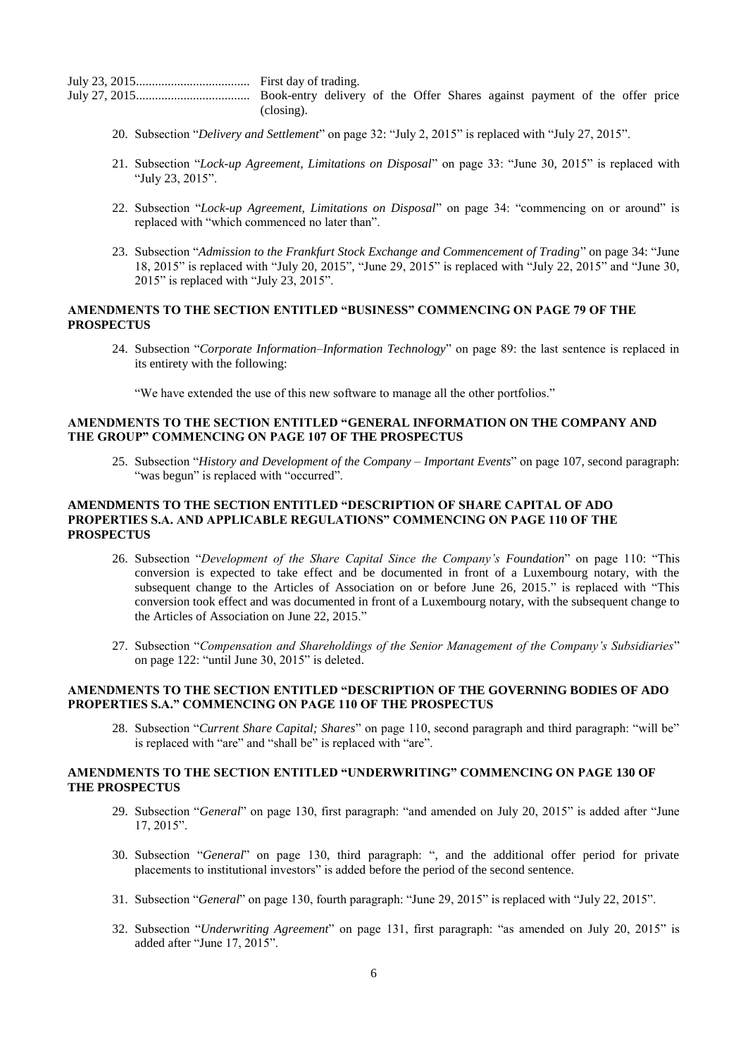| | |
|---|---|
| July 23, 2015.................................. | First day of trading. |
| July 27, 2015.................................. | Book-entry delivery of the Offer Shares against payment of the offer price (closing). |

20. Subsection "*Delivery and Settlement*" on page 32: "July 2, 2015" is replaced with "July 27, 2015".

21. Subsection "*Lock-up Agreement, Limitations on Disposal*" on page 33: "June 30, 2015" is replaced with "July 23, 2015".

22. Subsection "*Lock-up Agreement, Limitations on Disposal*" on page 34: "commencing on or around" is replaced with "which commenced no later than".

23. Subsection "*Admission to the Frankfurt Stock Exchange and Commencement of Trading*" on page 34: "June 18, 2015" is replaced with "July 20, 2015", "June 29, 2015" is replaced with "July 22, 2015" and "June 30, 2015" is replaced with "July 23, 2015".

**AMENDMENTS TO THE SECTION ENTITLED "BUSINESS" COMMENCING ON PAGE 79 OF THE PROSPECTUS**

24. Subsection "*Corporate Information–Information Technology*" on page 89: the last sentence is replaced in its entirety with the following:

    "We have extended the use of this new software to manage all the other portfolios."

**AMENDMENTS TO THE SECTION ENTITLED "GENERAL INFORMATION ON THE COMPANY AND THE GROUP" COMMENCING ON PAGE 107 OF THE PROSPECTUS**

25. Subsection "*History and Development of the Company – Important Events*" on page 107, second paragraph: "was begun" is replaced with "occurred".

**AMENDMENTS TO THE SECTION ENTITLED "DESCRIPTION OF SHARE CAPITAL OF ADO PROPERTIES S.A. AND APPLICABLE REGULATIONS" COMMENCING ON PAGE 110 OF THE PROSPECTUS**

26. Subsection "*Development of the Share Capital Since the Company's Foundation*" on page 110: "This conversion is expected to take effect and be documented in front of a Luxembourg notary, with the subsequent change to the Articles of Association on or before June 26, 2015." is replaced with "This conversion took effect and was documented in front of a Luxembourg notary, with the subsequent change to the Articles of Association on June 22, 2015."

27. Subsection "*Compensation and Shareholdings of the Senior Management of the Company's Subsidiaries*" on page 122: "until June 30, 2015" is deleted.

**AMENDMENTS TO THE SECTION ENTITLED "DESCRIPTION OF THE GOVERNING BODIES OF ADO PROPERTIES S.A." COMMENCING ON PAGE 110 OF THE PROSPECTUS**

28. Subsection "*Current Share Capital; Shares*" on page 110, second paragraph and third paragraph: "will be" is replaced with "are" and "shall be" is replaced with "are".

**AMENDMENTS TO THE SECTION ENTITLED "UNDERWRITING" COMMENCING ON PAGE 130 OF THE PROSPECTUS**

29. Subsection "*General*" on page 130, first paragraph: "and amended on July 20, 2015" is added after "June 17, 2015".

30. Subsection "*General*" on page 130, third paragraph: ", and the additional offer period for private placements to institutional investors" is added before the period of the second sentence.

31. Subsection "*General*" on page 130, fourth paragraph: "June 29, 2015" is replaced with "July 22, 2015".

32. Subsection "*Underwriting Agreement*" on page 131, first paragraph: "as amended on July 20, 2015" is added after "June 17, 2015".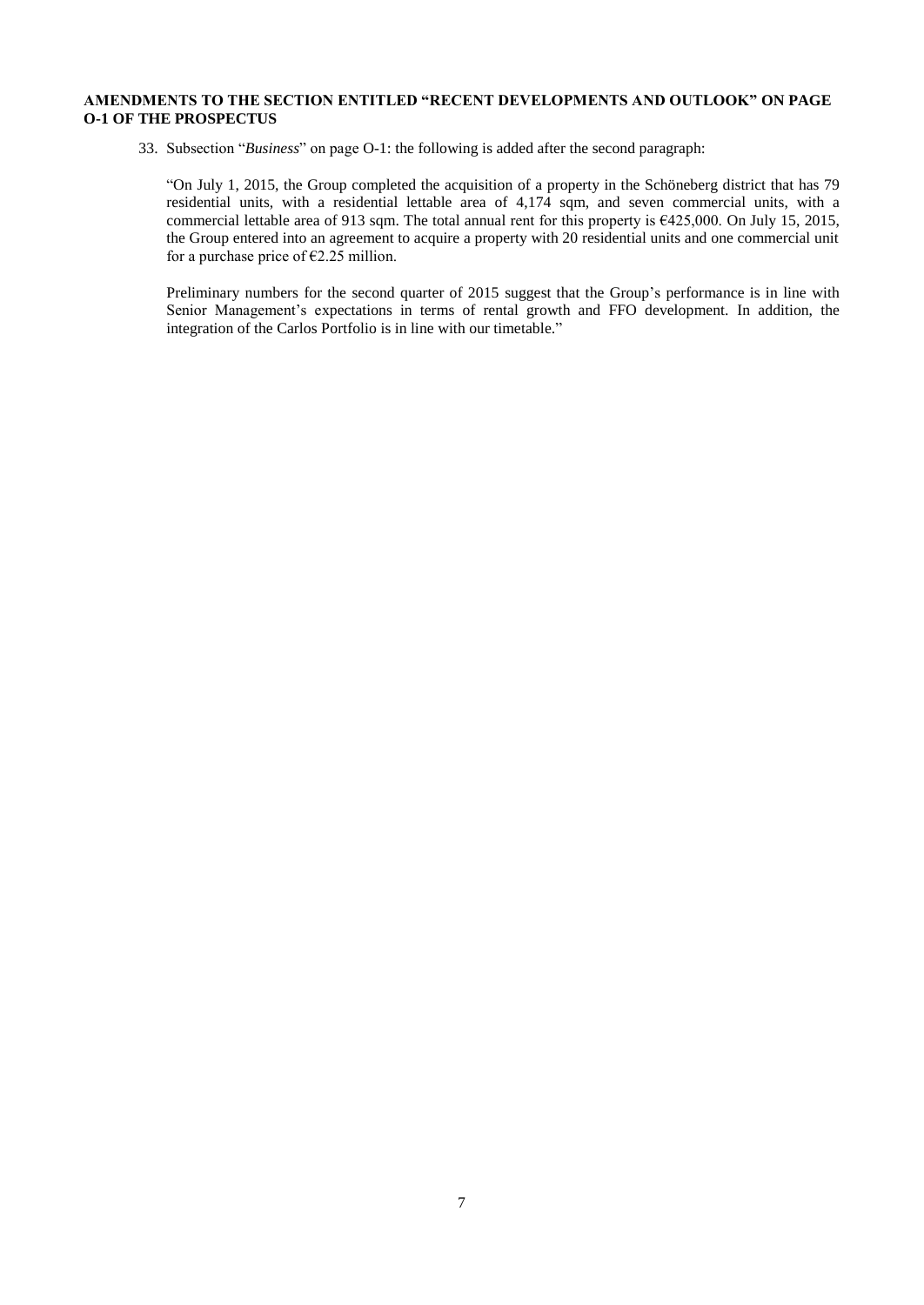**AMENDMENTS TO THE SECTION ENTITLED "RECENT DEVELOPMENTS AND OUTLOOK" ON PAGE O-1 OF THE PROSPECTUS**

33. Subsection "*Business*" on page O-1: the following is added after the second paragraph:

"On July 1, 2015, the Group completed the acquisition of a property in the Schöneberg district that has 79 residential units, with a residential lettable area of 4,174 sqm, and seven commercial units, with a commercial lettable area of 913 sqm. The total annual rent for this property is €425,000. On July 15, 2015, the Group entered into an agreement to acquire a property with 20 residential units and one commercial unit for a purchase price of €2.25 million.

Preliminary numbers for the second quarter of 2015 suggest that the Group's performance is in line with Senior Management's expectations in terms of rental growth and FFO development. In addition, the integration of the Carlos Portfolio is in line with our timetable."